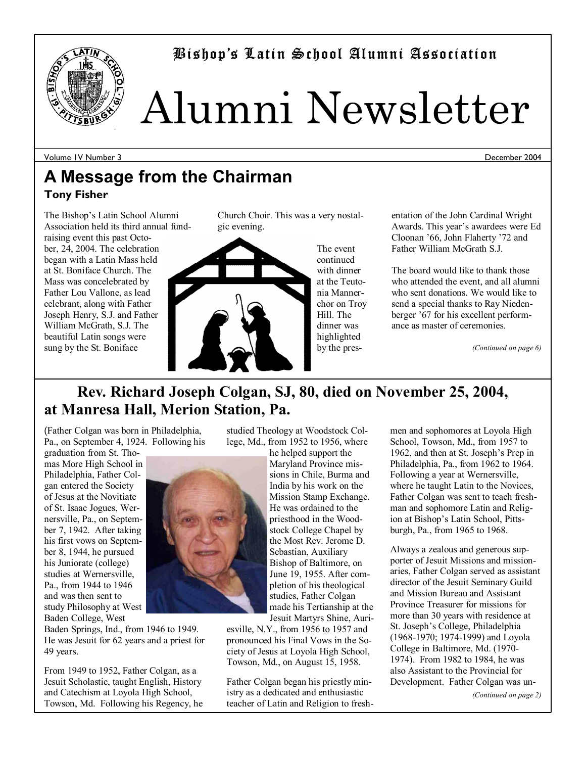# Bishop's Latin School Alumni Association

# Alumni Newsletter

Volume IV Number 3 — December 2004

## A Message from the Chairman

**Tony Fisher**

The Bishop's Latin School Alumni Association held its third annual fund-raising event this past October, 24, 2004. The celebration began with a Latin Mass held at St. Boniface Church. The Mass was concelebrated by Father Lou Vallone, as lead celebrant, along with Father Joseph Henry, S.J. and Father William McGrath, S.J. The beautiful Latin songs were sung by the St. Boniface Church Choir. This was a very nostalgic evening.

The event continued with dinner at the Teutonia Mannerchor on Troy Hill. The dinner was highlighted by the presentation of the John Cardinal Wright Awards. This year's awardees were Ed Cloonan '66, John Flaherty '72 and Father William McGrath S.J.

The board would like to thank those who attended the event, and all alumni who sent donations. We would like to send a special thanks to Ray Niedenberger '67 for his excellent performance as master of ceremonies.

*(Continued on page 6)*

## Rev. Richard Joseph Colgan, SJ, 80, died on November 25, 2004, at Manresa Hall, Merion Station, Pa.

(Father Colgan was born in Philadelphia, Pa., on September 4, 1924. Following his graduation from St. Thomas More High School in Philadelphia, Father Colgan entered the Society of Jesus at the Novitiate of St. Isaac Jogues, Wernersville, Pa., on September 7, 1942. After taking his first vows on September 8, 1944, he pursued his Juniorate (college) studies at Wernersville, Pa., from 1944 to 1946 and was then sent to study Philosophy at West Baden College, West Baden Springs, Ind., from 1946 to 1949. He was Jesuit for 62 years and a priest for 49 years.

From 1949 to 1952, Father Colgan, as a Jesuit Scholastic, taught English, History and Catechism at Loyola High School, Towson, Md. Following his Regency, he studied Theology at Woodstock College, Md., from 1952 to 1956, where he helped support the Maryland Province missions in Chile, Burma and India by his work on the Mission Stamp Exchange. He was ordained to the priesthood in the Woodstock College Chapel by the Most Rev. Jerome D. Sebastian, Auxiliary Bishop of Baltimore, on June 19, 1955. After completion of his theological studies, Father Colgan made his Tertianship at the Jesuit Martyrs Shine, Auriesville, N.Y., from 1956 to 1957 and pronounced his Final Vows in the Society of Jesus at Loyola High School, Towson, Md., on August 15, 1958.

Father Colgan began his priestly ministry as a dedicated and enthusiastic teacher of Latin and Religion to freshmen and sophomores at Loyola High School, Towson, Md., from 1957 to 1962, and then at St. Joseph's Prep in Philadelphia, Pa., from 1962 to 1964. Following a year at Wernersville, where he taught Latin to the Novices, Father Colgan was sent to teach freshman and sophomore Latin and Religion at Bishop's Latin School, Pittsburgh, Pa., from 1965 to 1968.

Always a zealous and generous supporter of Jesuit Missions and missionaries, Father Colgan served as assistant director of the Jesuit Seminary Guild and Mission Bureau and Assistant Province Treasurer for missions for more than 30 years with residence at St. Joseph's College, Philadelphia (1968-1970; 1974-1999) and Loyola College in Baltimore, Md. (1970-1974). From 1982 to 1984, he was also Assistant to the Provincial for Development. Father Colgan was un-

*(Continued on page 2)*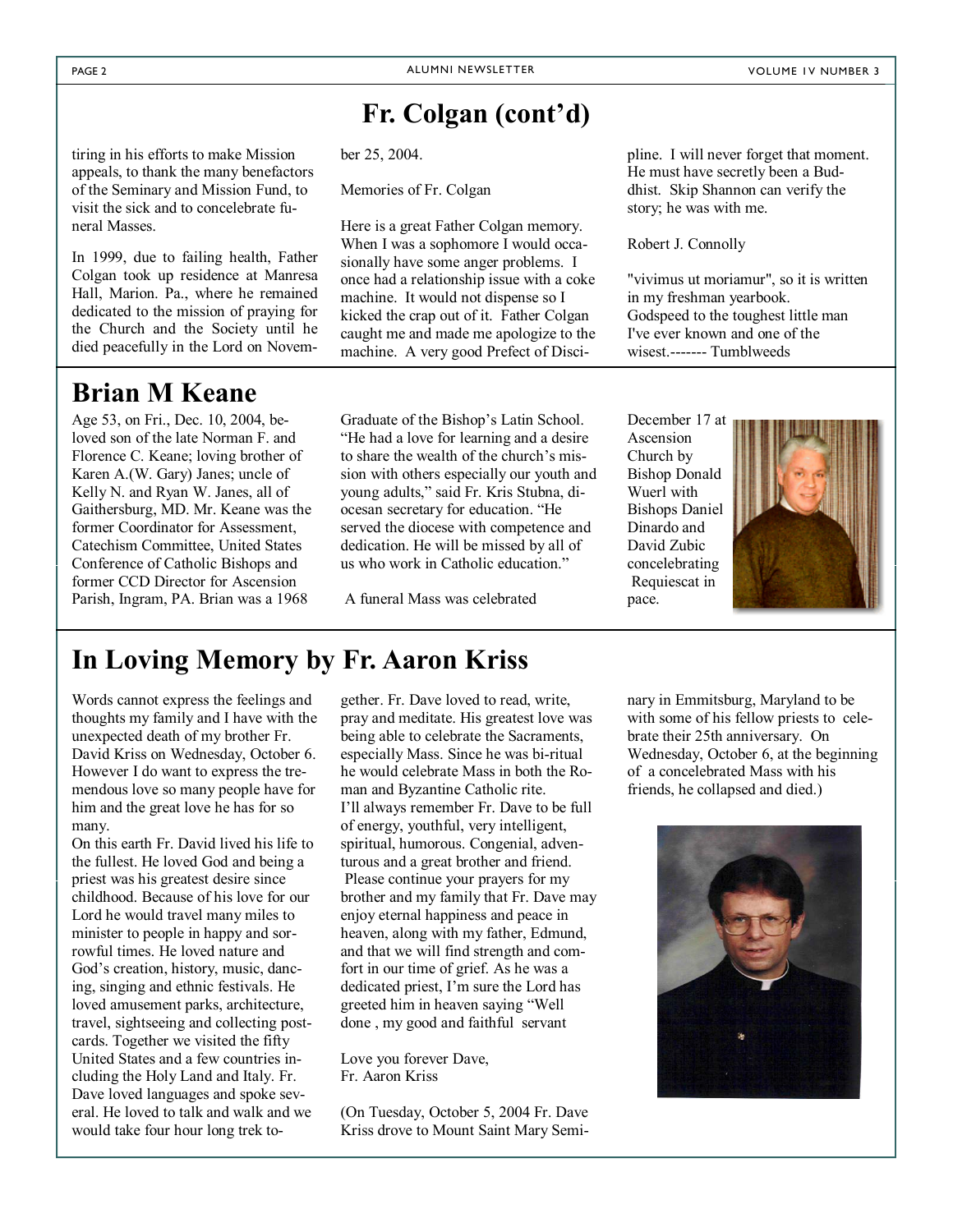## Fr. Colgan (cont'd)

tiring in his efforts to make Mission appeals, to thank the many benefactors of the Seminary and Mission Fund, to visit the sick and to concelebrate funeral Masses.

In 1999, due to failing health, Father Colgan took up residence at Manresa Hall, Marion. Pa., where he remained dedicated to the mission of praying for the Church and the Society until he died peacefully in the Lord on November 25, 2004.

Memories of Fr. Colgan

Here is a great Father Colgan memory. When I was a sophomore I would occasionally have some anger problems. I once had a relationship issue with a coke machine. It would not dispense so I kicked the crap out of it. Father Colgan caught me and made me apologize to the machine. A very good Prefect of Discipline. I will never forget that moment. He must have secretly been a Buddhist. Skip Shannon can verify the story; he was with me.

Robert J. Connolly

"vivimus ut moriamur", so it is written in my freshman yearbook.
Godspeed to the toughest little man I've ever known and one of the wisest.------- Tumblweeds

## Brian M Keane

Age 53, on Fri., Dec. 10, 2004, beloved son of the late Norman F. and Florence C. Keane; loving brother of Karen A.(W. Gary) Janes; uncle of Kelly N. and Ryan W. Janes, all of Gaithersburg, MD. Mr. Keane was the former Coordinator for Assessment, Catechism Committee, United States Conference of Catholic Bishops and former CCD Director for Ascension Parish, Ingram, PA. Brian was a 1968 Graduate of the Bishop's Latin School. "He had a love for learning and a desire to share the wealth of the church's mission with others especially our youth and young adults," said Fr. Kris Stubna, diocesan secretary for education. "He served the diocese with competence and dedication. He will be missed by all of us who work in Catholic education."

A funeral Mass was celebrated December 17 at Ascension Church by Bishop Donald Wuerl with Bishops Daniel Dinardo and David Zubic concelebrating
Requiescat in pace.

## In Loving Memory by Fr. Aaron Kriss

Words cannot express the feelings and thoughts my family and I have with the unexpected death of my brother Fr. David Kriss on Wednesday, October 6. However I do want to express the tremendous love so many people have for him and the great love he has for so many.

On this earth Fr. David lived his life to the fullest. He loved God and being a priest was his greatest desire since childhood. Because of his love for our Lord he would travel many miles to minister to people in happy and sorrowful times. He loved nature and God's creation, history, music, dancing, singing and ethnic festivals. He loved amusement parks, architecture, travel, sightseeing and collecting postcards. Together we visited the fifty United States and a few countries including the Holy Land and Italy. Fr. Dave loved languages and spoke several. He loved to talk and walk and we would take four hour long trek together. Fr. Dave loved to read, write, pray and meditate. His greatest love was being able to celebrate the Sacraments, especially Mass. Since he was bi-ritual he would celebrate Mass in both the Roman and Byzantine Catholic rite.

I'll always remember Fr. Dave to be full of energy, youthful, very intelligent, spiritual, humorous. Congenial, adventurous and a great brother and friend.

Please continue your prayers for my brother and my family that Fr. Dave may enjoy eternal happiness and peace in heaven, along with my father, Edmund, and that we will find strength and comfort in our time of grief. As he was a dedicated priest, I'm sure the Lord has greeted him in heaven saying "Well done , my good and faithful servant

Love you forever Dave,
Fr. Aaron Kriss

(On Tuesday, October 5, 2004 Fr. Dave Kriss drove to Mount Saint Mary Seminary in Emmitsburg, Maryland to be with some of his fellow priests to celebrate their 25th anniversary. On Wednesday, October 6, at the beginning of a concelebrated Mass with his friends, he collapsed and died.)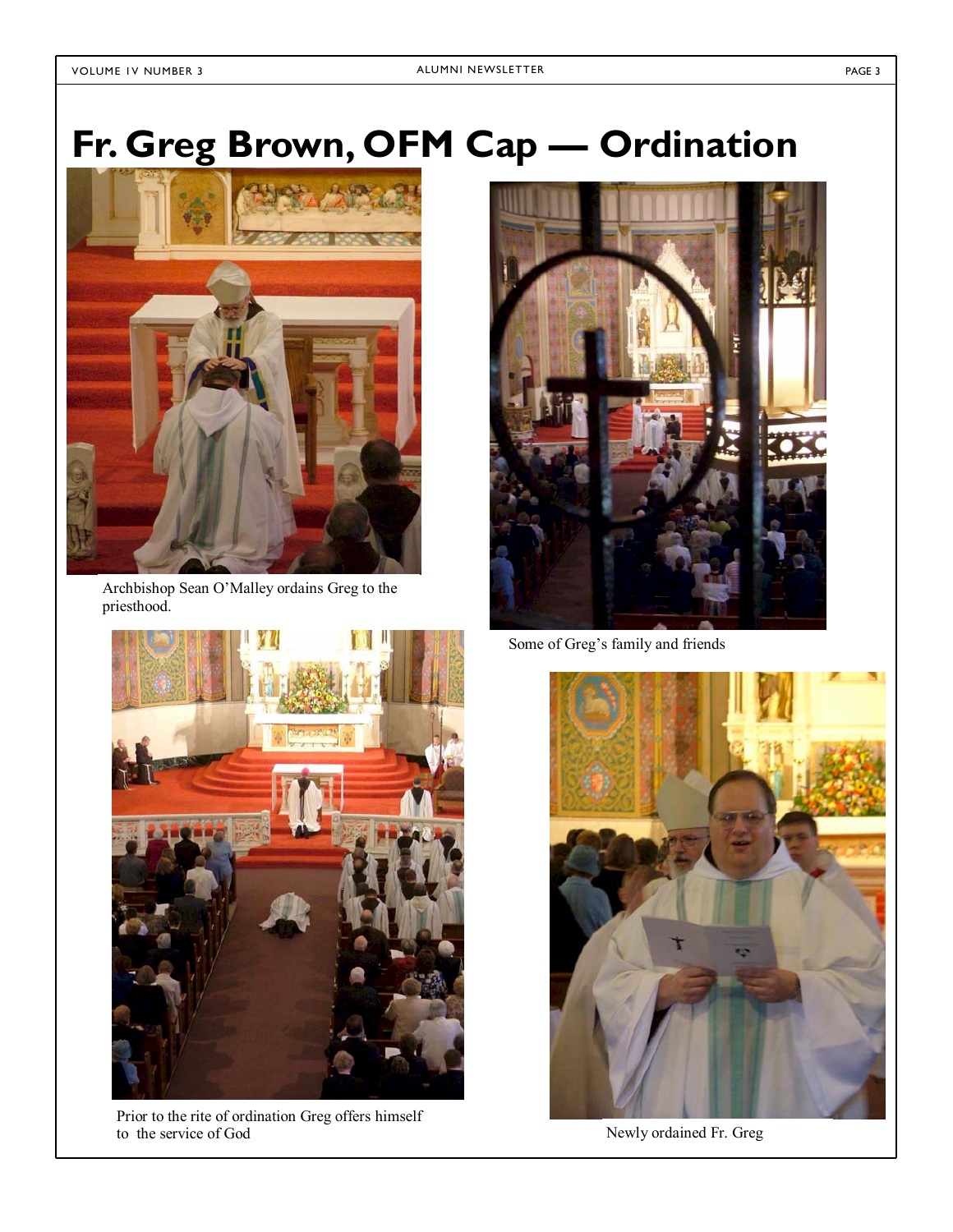# Fr. Greg Brown, OFM Cap — Ordination

Archbishop Sean O'Malley ordains Greg to the priesthood.

Some of Greg's family and friends

Prior to the rite of ordination Greg offers himself to the service of God

Newly ordained Fr. Greg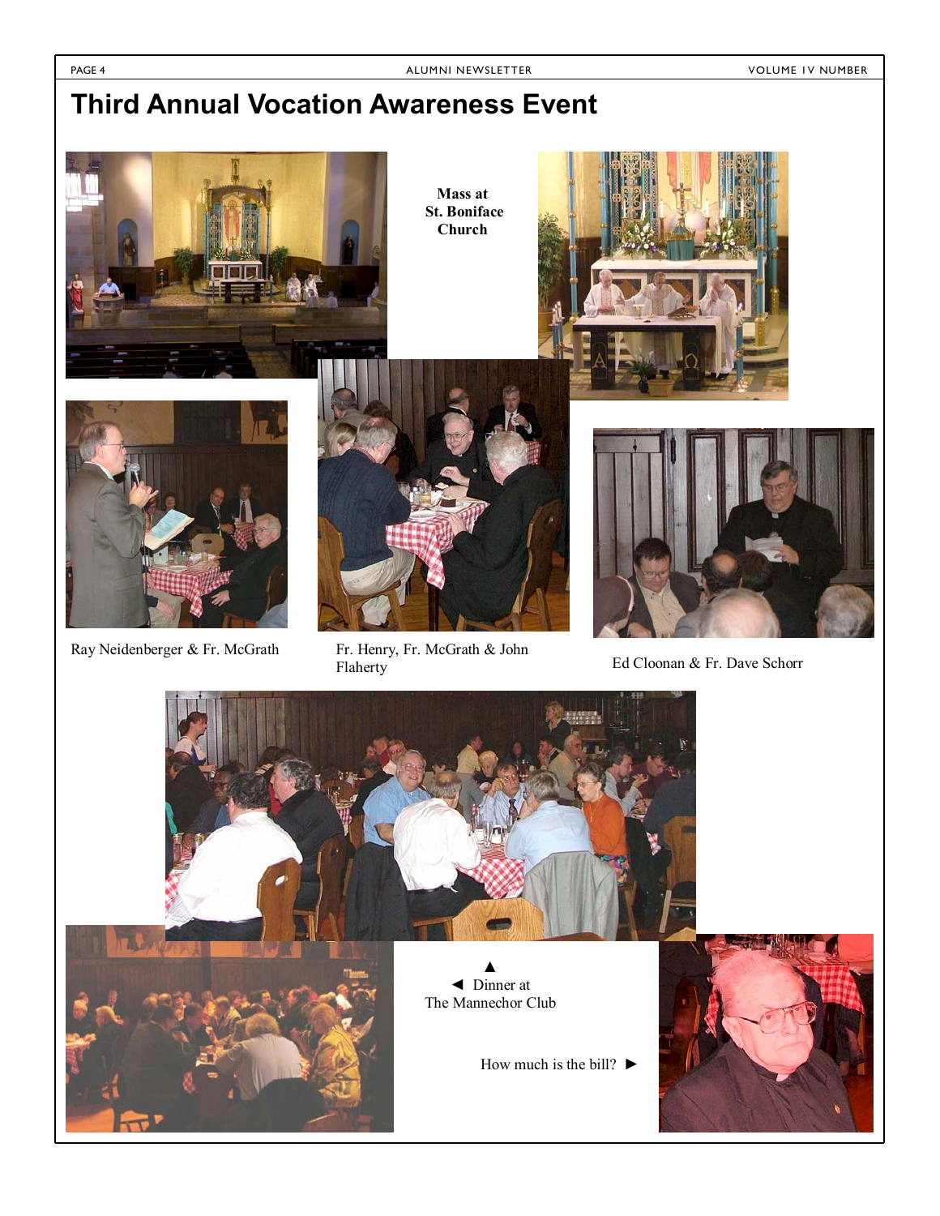# Third Annual Vocation Awareness Event

**Mass at St. Boniface Church**

Ray Neidenberger & Fr. McGrath

Fr. Henry, Fr. McGrath & John Flaherty

Ed Cloonan & Fr. Dave Schorr

▲
◄ Dinner at The Mannechor Club

How much is the bill? ►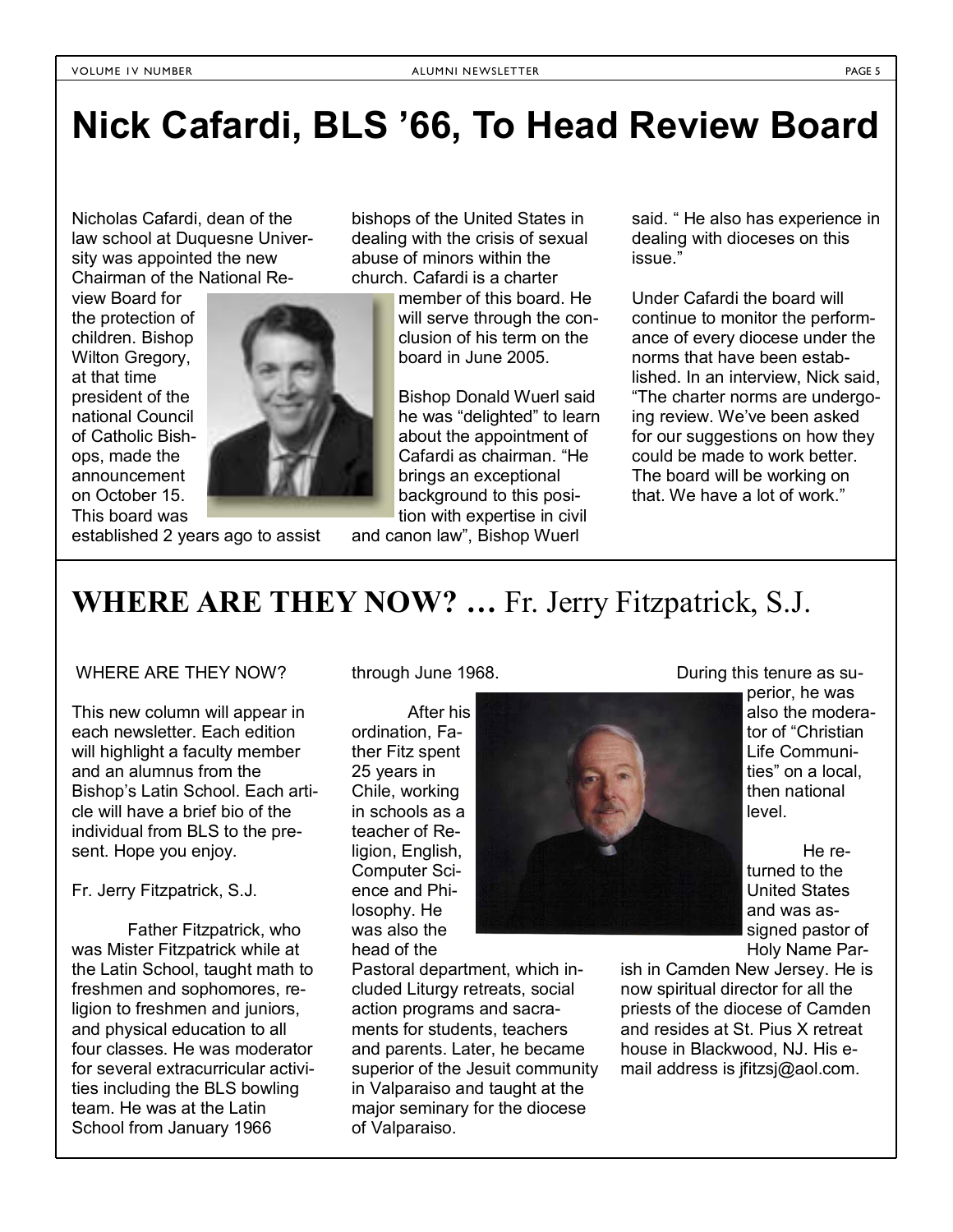# Nick Cafardi, BLS '66, To Head Review Board

Nicholas Cafardi, dean of the law school at Duquesne University was appointed the new Chairman of the National Review Board for the protection of children. Bishop Wilton Gregory, at that time president of the national Council of Catholic Bishops, made the announcement on October 15. This board was established 2 years ago to assist bishops of the United States in dealing with the crisis of sexual abuse of minors within the church. Cafardi is a charter member of this board. He will serve through the conclusion of his term on the board in June 2005.

Bishop Donald Wuerl said he was "delighted" to learn about the appointment of Cafardi as chairman. "He brings an exceptional background to this position with expertise in civil and canon law", Bishop Wuerl said. " He also has experience in dealing with dioceses on this issue."

Under Cafardi the board will continue to monitor the performance of every diocese under the norms that have been established. In an interview, Nick said, "The charter norms are undergoing review. We've been asked for our suggestions on how they could be made to work better. The board will be working on that. We have a lot of work."

## WHERE ARE THEY NOW? … Fr. Jerry Fitzpatrick, S.J.

WHERE ARE THEY NOW?

This new column will appear in each newsletter. Each edition will highlight a faculty member and an alumnus from the Bishop's Latin School. Each article will have a brief bio of the individual from BLS to the present. Hope you enjoy.

Fr. Jerry Fitzpatrick, S.J.

Father Fitzpatrick, who was Mister Fitzpatrick while at the Latin School, taught math to freshmen and sophomores, religion to freshmen and juniors, and physical education to all four classes. He was moderator for several extracurricular activities including the BLS bowling team. He was at the Latin School from January 1966 through June 1968.

After his ordination, Father Fitz spent 25 years in Chile, working in schools as a teacher of Religion, English, Computer Science and Philosophy. He was also the head of the Pastoral department, which included Liturgy retreats, social action programs and sacraments for students, teachers and parents. Later, he became superior of the Jesuit community in Valparaiso and taught at the major seminary for the diocese of Valparaiso.

During this tenure as superior, he was also the moderator of "Christian Life Communities" on a local, then national level.

He returned to the United States and was assigned pastor of Holy Name Parish in Camden New Jersey. He is now spiritual director for all the priests of the diocese of Camden and resides at St. Pius X retreat house in Blackwood, NJ. His e-mail address is jfitzsj@aol.com.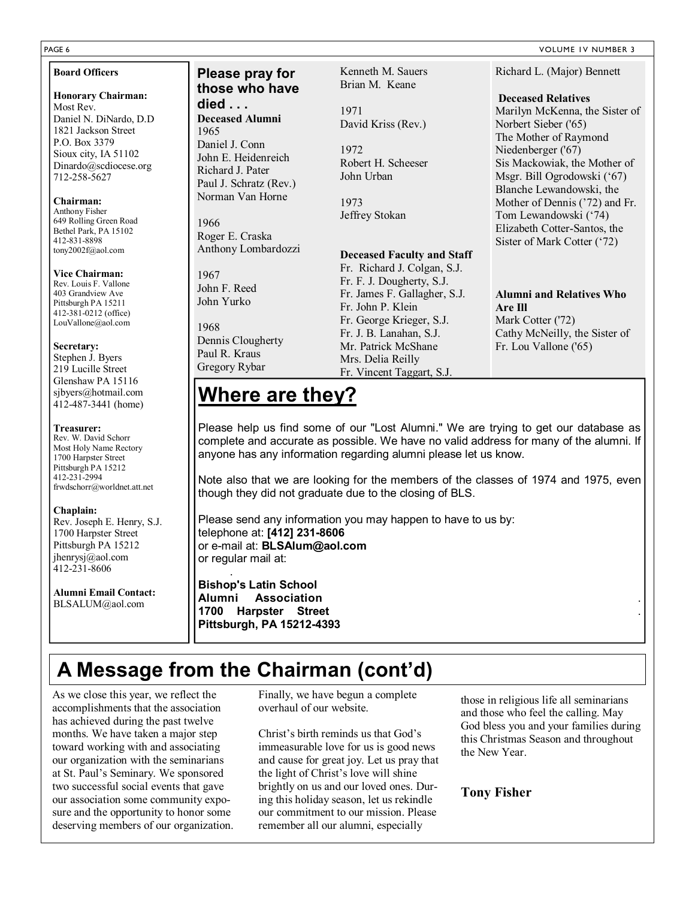**Board Officers**

**Honorary Chairman:**
Most Rev.
Daniel N. DiNardo, D.D
1821 Jackson Street
P.O. Box 3379
Sioux city, IA 51102
Dinardo@scdiocese.org
712-258-5627

**Chairman:**
Anthony Fisher
649 Rolling Green Road
Bethel Park, PA 15102
412-831-8898
tony2002f@aol.com

**Vice Chairman:**
Rev. Louis F. Vallone
403 Grandview Ave
Pittsburgh PA 15211
412-381-0212 (office)
LouVallone@aol.com

**Secretary:**
Stephen J. Byers
219 Lucille Street
Glenshaw PA 15116
sjbyers@hotmail.com
412-487-3441 (home)

**Treasurer:**
Rev. W. David Schorr
Most Holy Name Rectory
1700 Harpster Street
Pittsburgh PA 15212
412-231-2994
frwdschorr@worldnet.att.net

**Chaplain:**
Rev. Joseph E. Henry, S.J.
1700 Harpster Street
Pittsburgh PA 15212
jhenrysj@aol.com
412-231-8606

**Alumni Email Contact:**
BLSALUM@aol.com

## Please pray for those who have died . . .

**Deceased Alumni**

1965
Daniel J. Conn
John E. Heidenreich
Richard J. Pater
Paul J. Schratz (Rev.)
Norman Van Horne

1966
Roger E. Craska
Anthony Lombardozzi

1967
John F. Reed
John Yurko

1968
Dennis Clougherty
Paul R. Kraus
Gregory Rybar
Kenneth M. Sauers
Brian M. Keane

1971
David Kriss (Rev.)

1972
Robert H. Scheeser
John Urban

1973
Jeffrey Stokan

**Deceased Faculty and Staff**
Fr. Richard J. Colgan, S.J.
Fr. F. J. Dougherty, S.J.
Fr. James F. Gallagher, S.J.
Fr. John P. Klein
Fr. George Krieger, S.J.
Fr. J. B. Lanahan, S.J.
Mr. Patrick McShane
Mrs. Delia Reilly
Fr. Vincent Taggart, S.J.
Richard L. (Major) Bennett

**Deceased Relatives**
Marilyn McKenna, the Sister of Norbert Sieber ('65)
The Mother of Raymond Niedenberger ('67)
Sis Mackowiak, the Mother of Msgr. Bill Ogrodowski ('67)
Blanche Lewandowski, the Mother of Dennis ('72) and Fr. Tom Lewandowski ('74)
Elizabeth Cotter-Santos, the Sister of Mark Cotter ('72)

**Alumni and Relatives Who Are Ill**
Mark Cotter ('72)
Cathy McNeilly, the Sister of Fr. Lou Vallone ('65)

## Where are they?

Please help us find some of our "Lost Alumni." We are trying to get our database as complete and accurate as possible. We have no valid address for many of the alumni. If anyone has any information regarding alumni please let us know.

Note also that we are looking for the members of the classes of 1974 and 1975, even though they did not graduate due to the closing of BLS.

Please send any information you may happen to have to us by:
telephone at: **[412] 231-8606**
or e-mail at: **BLSAlum@aol.com**
or regular mail at:

**Bishop's Latin School**
**Alumni Association**
**1700 Harpster Street**
**Pittsburgh, PA 15212-4393**

# A Message from the Chairman (cont'd)

As we close this year, we reflect the accomplishments that the association has achieved during the past twelve months. We have taken a major step toward working with and associating our organization with the seminarians at St. Paul's Seminary. We sponsored two successful social events that gave our association some community exposure and the opportunity to honor some deserving members of our organization. Finally, we have begun a complete overhaul of our website.

Christ's birth reminds us that God's immeasurable love for us is good news and cause for great joy. Let us pray that the light of Christ's love will shine brightly on us and our loved ones. During this holiday season, let us rekindle our commitment to our mission. Please remember all our alumni, especially those in religious life all seminarians and those who feel the calling. May God bless you and your families during this Christmas Season and throughout the New Year.

**Tony Fisher**